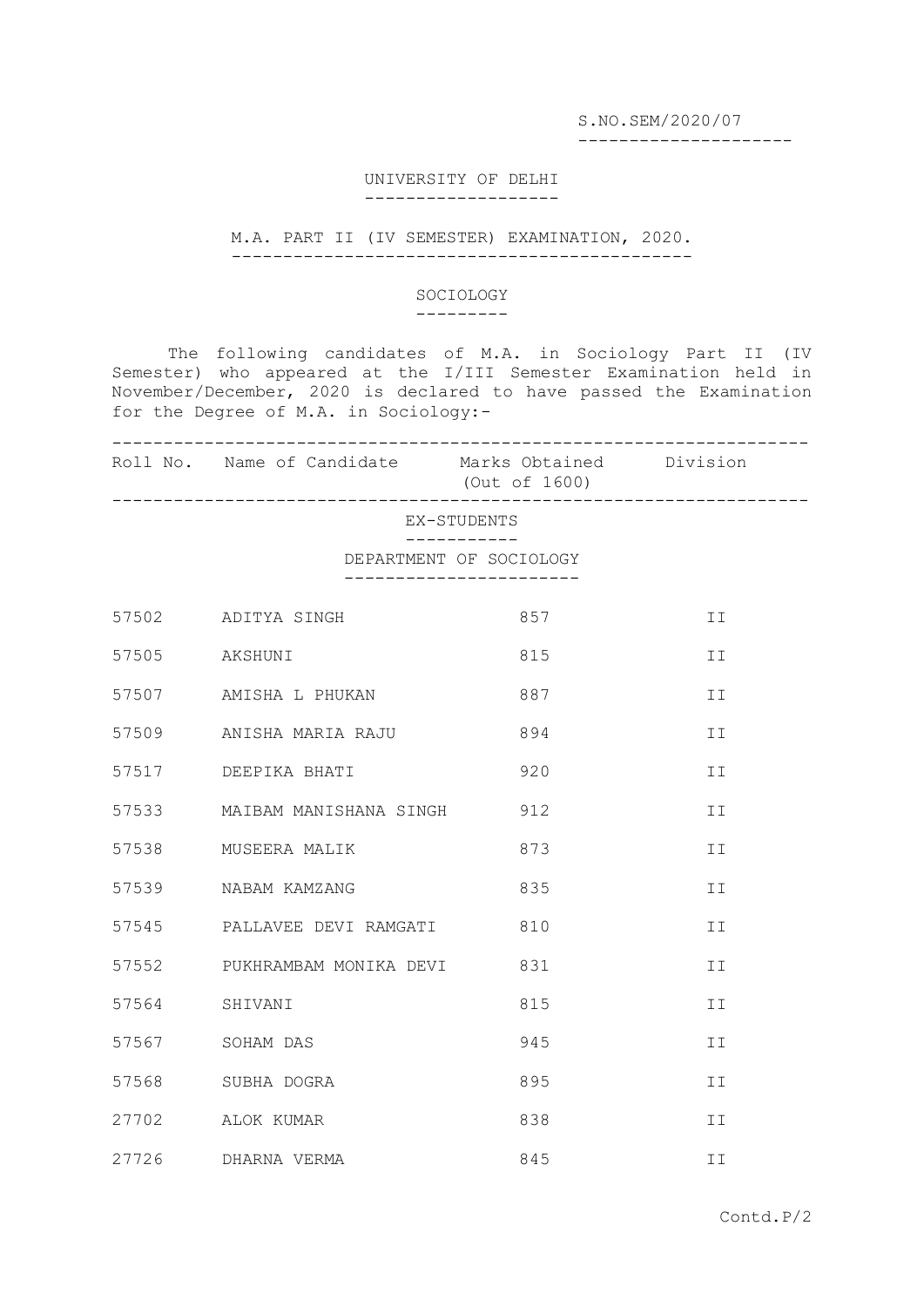S.NO.SEM/2020/07

# UNIVERSITY OF DELHI

## M.A. PART II (IV SEMESTER) EXAMINATION, 2020.

### SOCIOLOGY

The following candidates of M.A. in Sociology Part II (IV Semester) who appeared at the I/III Semester Examination held in November/December, 2020 is declared to have passed the Examination for the Degree of M.A. in Sociology:-

| Roll No. | Name of Candidate | Marks Obtained (Out of 1600) | Division |
|---|---|---|---|
| | **EX-STUDENTS** | | |
| | **DEPARTMENT OF SOCIOLOGY** | | |
| 57502 | ADITYA SINGH | 857 | II |
| 57505 | AKSHUNI | 815 | II |
| 57507 | AMISHA L PHUKAN | 887 | II |
| 57509 | ANISHA MARIA RAJU | 894 | II |
| 57517 | DEEPIKA BHATI | 920 | II |
| 57533 | MAIBAM MANISHANA SINGH | 912 | II |
| 57538 | MUSEERA MALIK | 873 | II |
| 57539 | NABAM KAMZANG | 835 | II |
| 57545 | PALLAVEE DEVI RAMGATI | 810 | II |
| 57552 | PUKHRAMBAM MONIKA DEVI | 831 | II |
| 57564 | SHIVANI | 815 | II |
| 57567 | SOHAM DAS | 945 | II |
| 57568 | SUBHA DOGRA | 895 | II |
| 27702 | ALOK KUMAR | 838 | II |
| 27726 | DHARNA VERMA | 845 | II |

Contd.P/2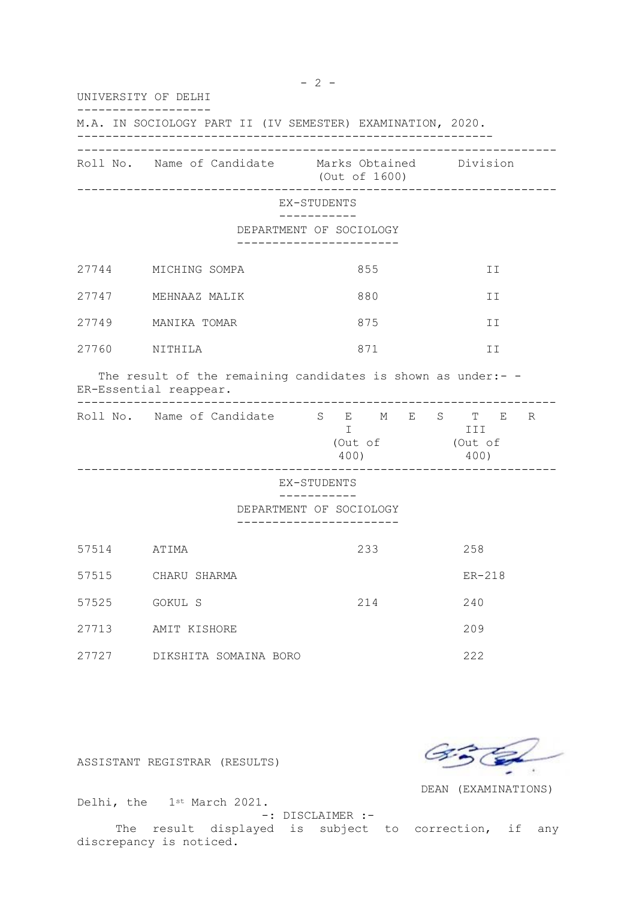UNIVERSITY OF DELHI

M.A. IN SOCIOLOGY PART II (IV SEMESTER) EXAMINATION, 2020.

| Roll No. | Name of Candidate | Marks Obtained (Out of 1600) | Division |
|---|---|---|---|
| | | **EX-STUDENTS** | |
| | | **DEPARTMENT OF SOCIOLOGY** | |
| 27744 | MICHING SOMPA | 855 | II |
| 27747 | MEHNAAZ MALIK | 880 | II |
| 27749 | MANIKA TOMAR | 875 | II |
| 27760 | NITHILA | 871 | II |

The result of the remaining candidates is shown as under:- -
ER-Essential reappear.

| Roll No. | Name of Candidate | SEMESTER I (Out of 400) | SEMESTER III (Out of 400) |
|---|---|---|---|
| | | **EX-STUDENTS** | |
| | | **DEPARTMENT OF SOCIOLOGY** | |
| 57514 | ATIMA | 233 | 258 |
| 57515 | CHARU SHARMA | | ER-218 |
| 57525 | GOKUL S | 214 | 240 |
| 27713 | AMIT KISHORE | | 209 |
| 27727 | DIKSHITA SOMAINA BORO | | 222 |

ASSISTANT REGISTRAR (RESULTS)

DEAN (EXAMINATIONS)

Delhi, the 1st March 2021.

-: DISCLAIMER :-

The result displayed is subject to correction, if any discrepancy is noticed.